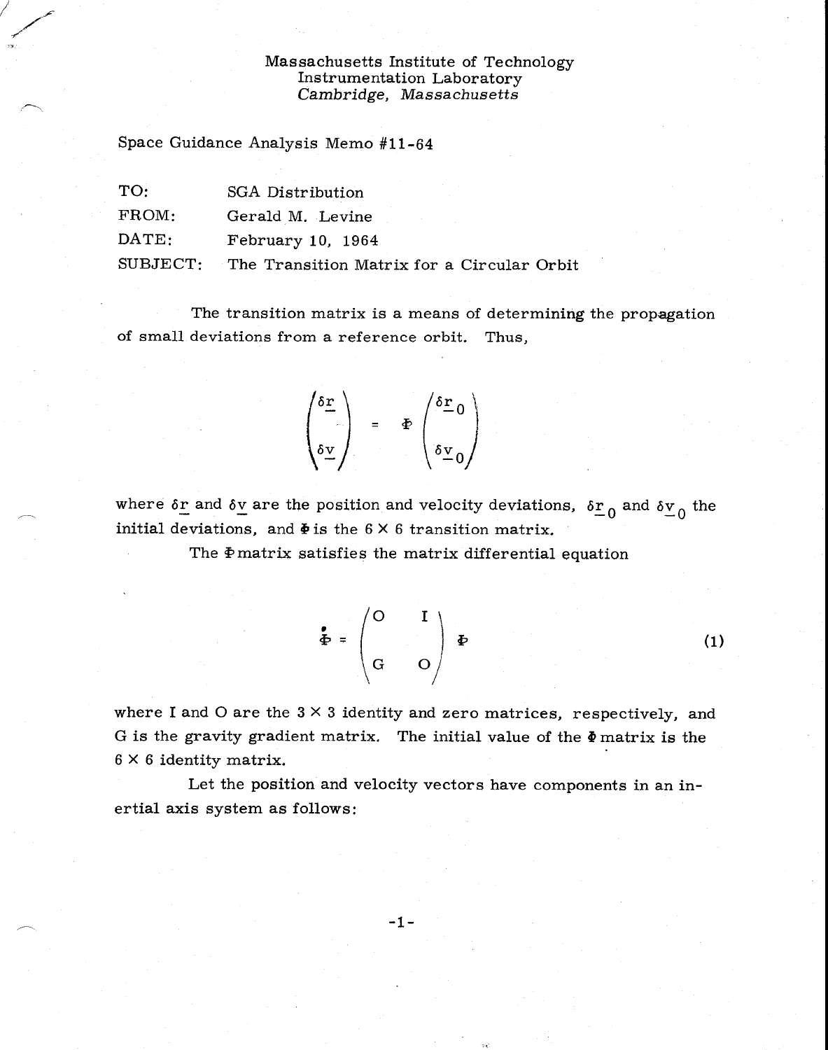Massachusetts Institute of Technology
Instrumentation Laboratory
*Cambridge, Massachusetts*

Space Guidance Analysis Memo #11-64

| | |
|---|---|
| TO: | SGA Distribution |
| FROM: | Gerald M. Levine |
| DATE: | February 10, 1964 |
| SUBJECT: | The Transition Matrix for a Circular Orbit |

The transition matrix is a means of determining the propagation of small deviations from a reference orbit. Thus,

$$\begin{pmatrix} \delta \underline{r} \\ \\ \delta \underline{v} \end{pmatrix} = \Phi \begin{pmatrix} \delta \underline{r}_0 \\ \\ \delta \underline{v}_0 \end{pmatrix}$$

where $\delta \underline{r}$ and $\delta \underline{v}$ are the position and velocity deviations, $\delta \underline{r}_0$ and $\delta \underline{v}_0$ the initial deviations, and $\Phi$ is the $6 \times 6$ transition matrix.

The $\Phi$ matrix satisfies the matrix differential equation

$$\dot{\Phi} = \begin{pmatrix} O & I \\ \\ G & O \end{pmatrix} \Phi \tag{1}$$

where I and O are the $3 \times 3$ identity and zero matrices, respectively, and G is the gravity gradient matrix. The initial value of the $\Phi$ matrix is the $6 \times 6$ identity matrix.

Let the position and velocity vectors have components in an inertial axis system as follows: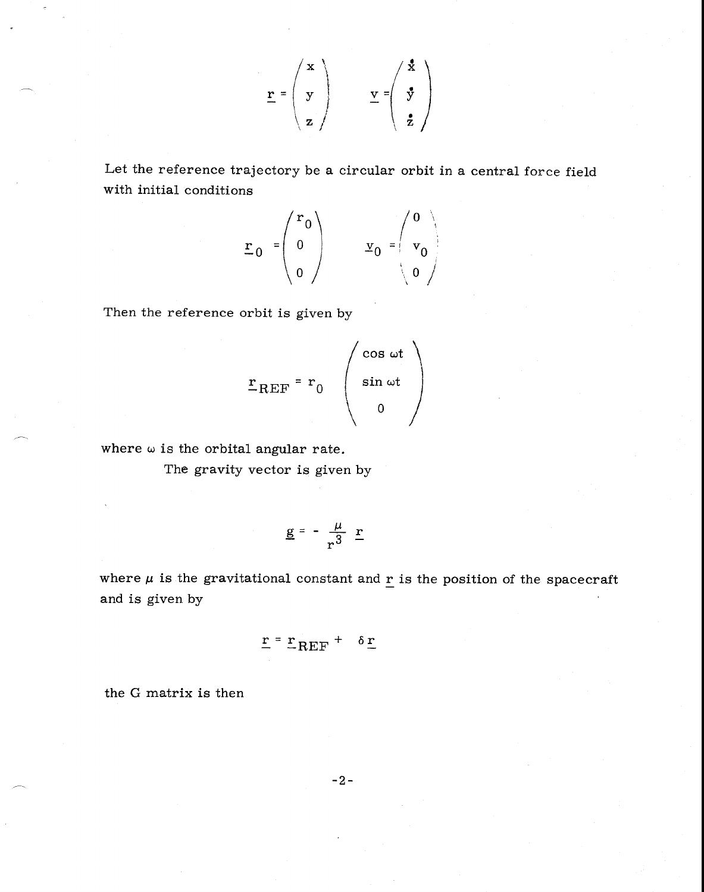$$\underline{r} = \begin{pmatrix} x \\ y \\ z \end{pmatrix} \qquad \underline{v} = \begin{pmatrix} \dot{x} \\ \dot{y} \\ \dot{z} \end{pmatrix}$$

Let the reference trajectory be a circular orbit in a central force field with initial conditions

$$\underline{r}_0 = \begin{pmatrix} r_0 \\ 0 \\ 0 \end{pmatrix} \qquad \underline{v}_0 = \begin{pmatrix} 0 \\ v_0 \\ 0 \end{pmatrix}$$

Then the reference orbit is given by

$$\underline{r}_{REF} = r_0 \begin{pmatrix} \cos \omega t \\ \sin \omega t \\ 0 \end{pmatrix}$$

where $\omega$ is the orbital angular rate.

The gravity vector is given by

$$\underline{g} = - \frac{\mu}{r^3} \underline{r}$$

where $\mu$ is the gravitational constant and $\underline{r}$ is the position of the spacecraft and is given by

$$\underline{r} = \underline{r}_{REF} + \delta \underline{r}$$

the G matrix is then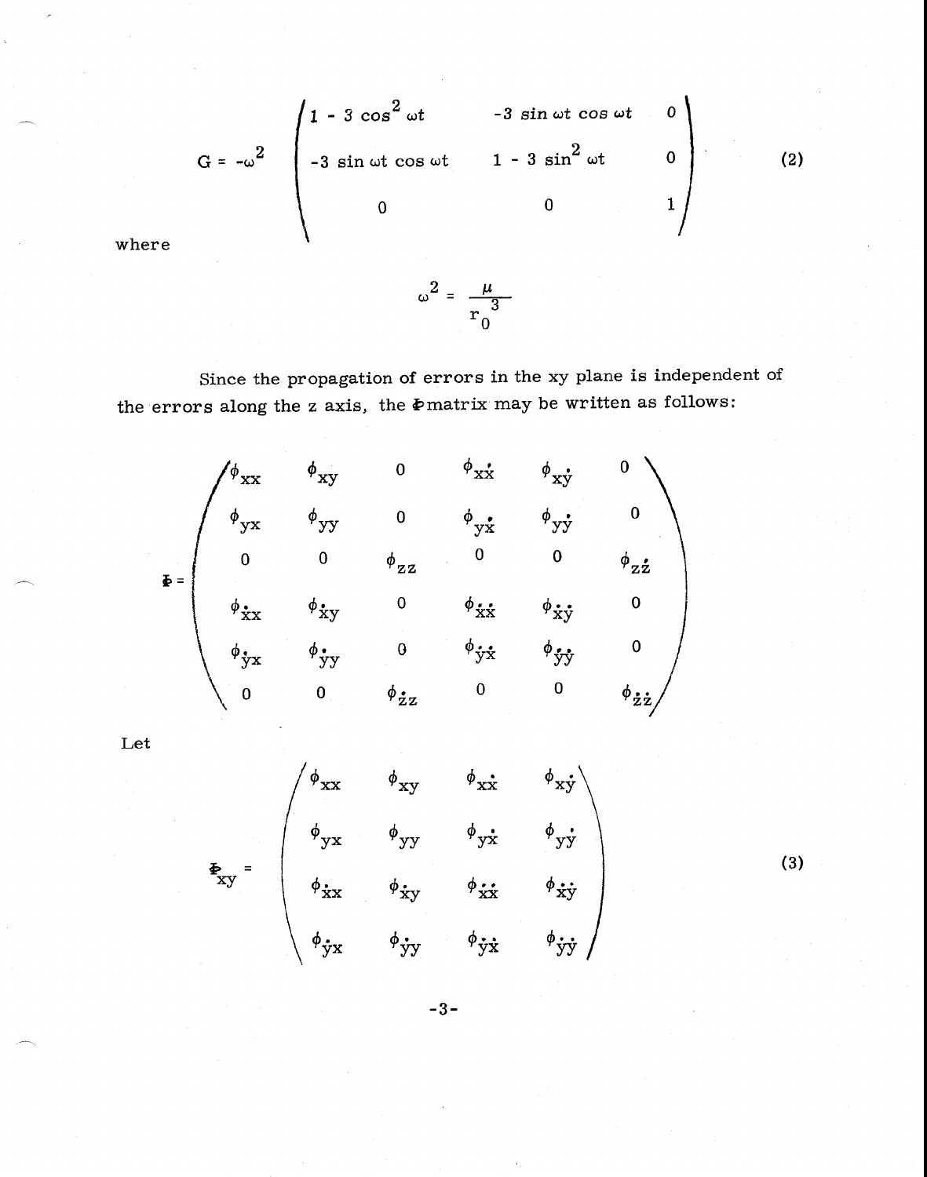$$
G = -\omega^2 \begin{pmatrix} 1 - 3\cos^2 \omega t & -3\sin \omega t \cos \omega t & 0 \\ -3 \sin \omega t \cos \omega t & 1 - 3 \sin^2 \omega t & 0 \\ 0 & 0 & 1 \end{pmatrix} \tag{2}
$$

where

$$
\omega^2 = \frac{\mu}{r_0^{\,3}}
$$

Since the propagation of errors in the xy plane is independent of the errors along the z axis, the $\Phi$ matrix may be written as follows:

$$
\Phi = \begin{pmatrix} \phi_{xx} & \phi_{xy} & 0 & \phi_{x\dot{x}} & \phi_{x\dot{y}} & 0 \\ \phi_{yx} & \phi_{yy} & 0 & \phi_{y\dot{x}} & \phi_{y\dot{y}} & 0 \\ 0 & 0 & \phi_{zz} & 0 & 0 & \phi_{z\dot{z}} \\ \phi_{\dot{x}x} & \phi_{\dot{x}y} & 0 & \phi_{\dot{x}\dot{x}} & \phi_{\dot{x}\dot{y}} & 0 \\ \phi_{\dot{y}x} & \phi_{\dot{y}y} & 0 & \phi_{\dot{y}\dot{x}} & \phi_{\dot{y}\dot{y}} & 0 \\ 0 & 0 & \phi_{\dot{z}z} & 0 & 0 & \phi_{\dot{z}\dot{z}} \end{pmatrix}
$$

Let

$$
\Phi_{xy} = \begin{pmatrix} \phi_{xx} & \phi_{xy} & \phi_{x\dot{x}} & \phi_{x\dot{y}} \\ \phi_{yx} & \phi_{yy} & \phi_{y\dot{x}} & \phi_{y\dot{y}} \\ \phi_{\dot{x}x} & \phi_{\dot{x}y} & \phi_{\dot{x}\dot{x}} & \phi_{\dot{x}\dot{y}} \\ \phi_{\dot{y}x} & \phi_{\dot{y}y} & \phi_{\dot{y}\dot{x}} & \phi_{\dot{y}\dot{y}} \end{pmatrix} \tag{3}
$$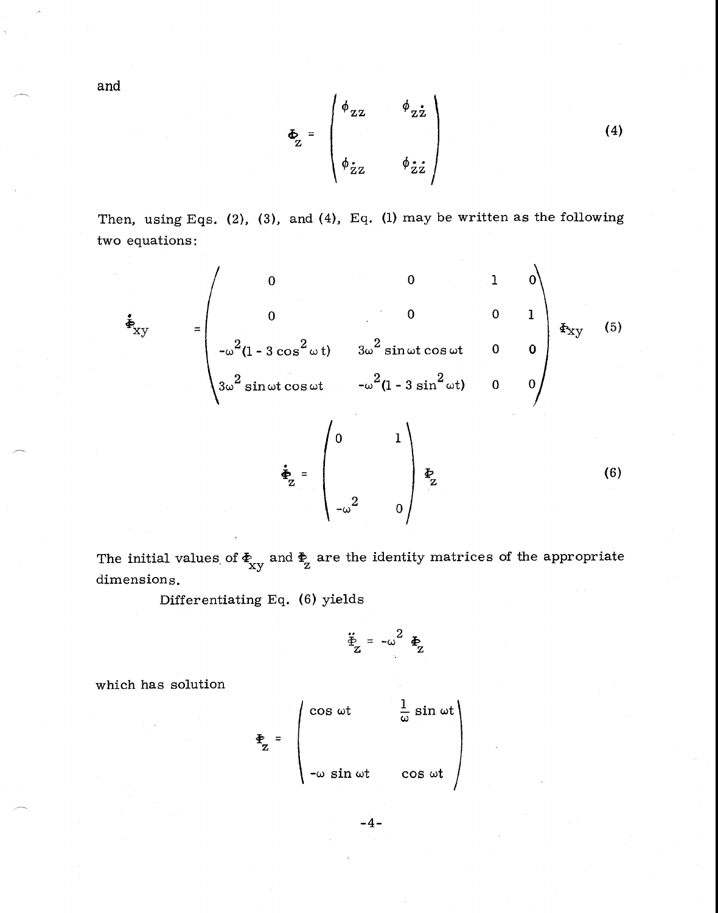and

$$
\Phi_z = \begin{pmatrix} \phi_{zz} & \phi_{z\dot{z}} \\ \phi_{\dot{z}z} & \phi_{\dot{z}\dot{z}} \end{pmatrix} \tag{4}
$$

Then, using Eqs. (2), (3), and (4), Eq. (1) may be written as the following two equations:

$$
\dot{\Phi}_{xy} = \begin{pmatrix} 0 & 0 & 1 & 0 \\ 0 & 0 & 0 & 1 \\ -\omega^2(1 - 3\cos^2 \omega t) & 3\omega^2 \sin \omega t \cos \omega t & 0 & 0 \\ 3\omega^2 \sin \omega t \cos \omega t & -\omega^2(1 - 3\sin^2 \omega t) & 0 & 0 \end{pmatrix} \Phi_{xy} \tag{5}
$$

$$
\dot{\Phi}_z = \begin{pmatrix} 0 & 1 \\ -\omega^2 & 0 \end{pmatrix} \Phi_z \tag{6}
$$

The initial values of $\Phi_{xy}$ and $\Phi_z$ are the identity matrices of the appropriate dimensions.

Differentiating Eq. (6) yields

$$
\ddot{\Phi}_z = -\omega^2 \Phi_z
$$

which has solution

$$
\Phi_z = \begin{pmatrix} \cos \omega t & \frac{1}{\omega} \sin \omega t \\ -\omega \sin \omega t & \cos \omega t \end{pmatrix}
$$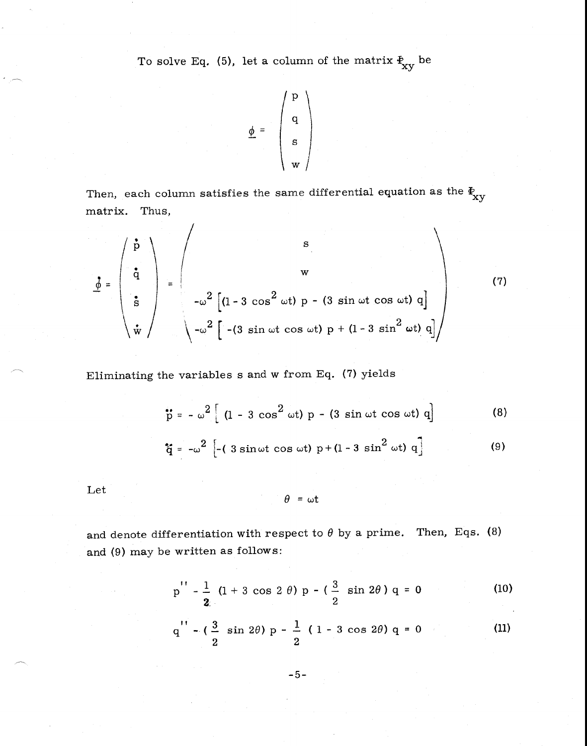To solve Eq. (5), let a column of the matrix $\Phi_{xy}$ be

$$\underline{\phi} = \begin{pmatrix} p \\ q \\ s \\ w \end{pmatrix}$$

Then, each column satisfies the same differential equation as the $\Phi_{xy}$ matrix. Thus,

$$\dot{\underline{\phi}} = \begin{pmatrix} \dot{p} \\ \dot{q} \\ \dot{s} \\ \dot{w} \end{pmatrix} = \begin{pmatrix} s \\ w \\ -\omega^2 \left[ (1 - 3\cos^2 \omega t)\, p - (3 \sin \omega t \cos \omega t)\, q \right] \\ -\omega^2 \left[ -(3 \sin \omega t \cos \omega t)\, p + (1 - 3 \sin^2 \omega t)\, q \right] \end{pmatrix} \tag{7}$$

Eliminating the variables s and w from Eq. (7) yields

$$\ddot{p} = -\omega^2 \left[ (1 - 3\cos^2 \omega t)\, p - (3 \sin \omega t \cos \omega t)\, q \right] \tag{8}$$

$$\ddot{q} = -\omega^2 \left[ -(3 \sin \omega t \cos \omega t)\, p + (1 - 3 \sin^2 \omega t)\, q \right] \tag{9}$$

Let

$$\theta = \omega t$$

and denote differentiation with respect to $\theta$ by a prime. Then, Eqs. (8) and (9) may be written as follows:

$$p'' - \frac{1}{2} (1 + 3 \cos 2\theta)\, p - \left( \frac{3}{2} \sin 2\theta \right) q = 0 \tag{10}$$

$$q'' - \left( \frac{3}{2} \sin 2\theta \right) p - \frac{1}{2} (1 - 3 \cos 2\theta)\, q = 0 \tag{11}$$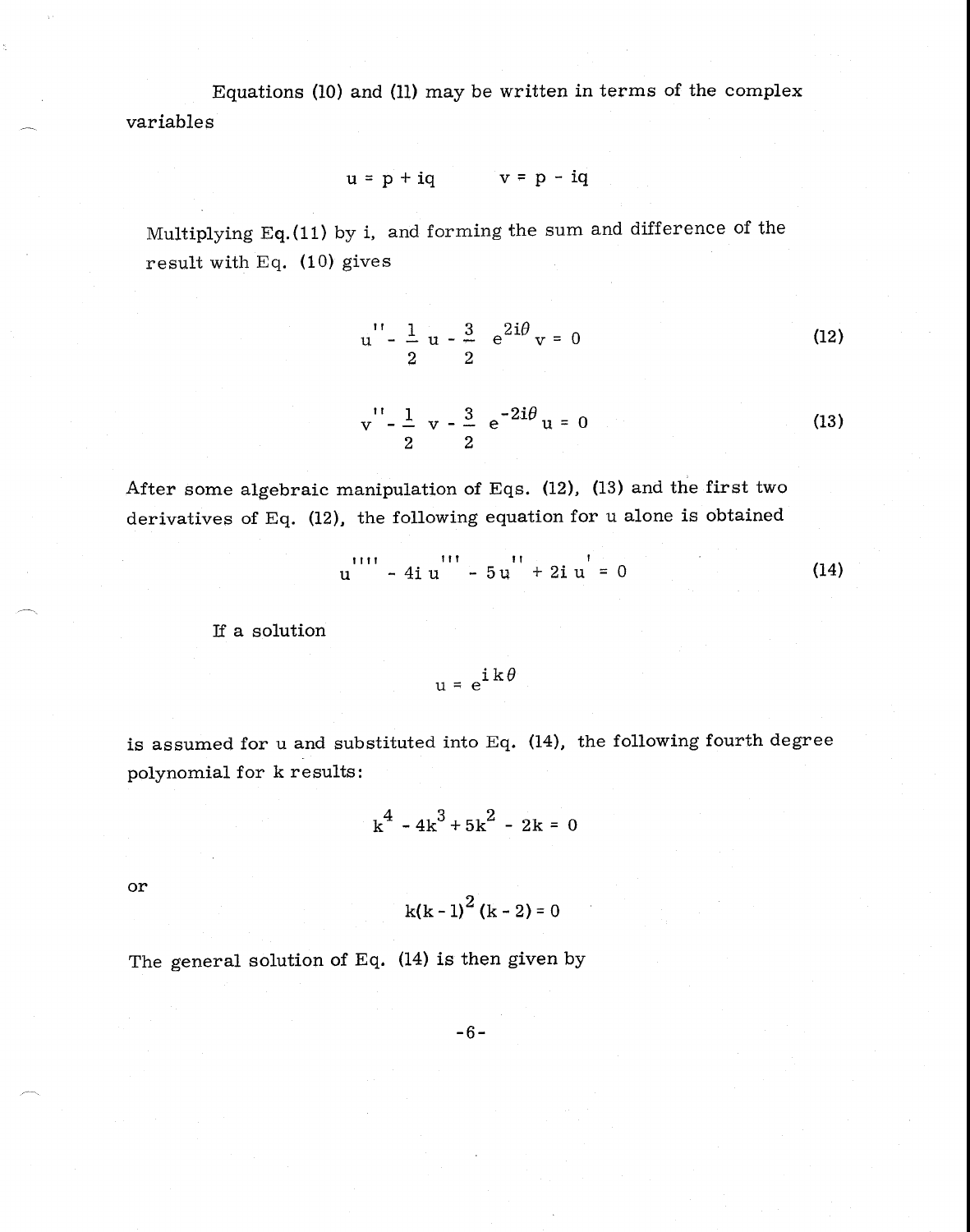Equations (10) and (11) may be written in terms of the complex variables

$$u = p + iq \qquad v = p - iq$$

Multiplying Eq.(11) by i, and forming the sum and difference of the result with Eq. (10) gives

$$u'' - \frac{1}{2} u - \frac{3}{2} e^{2i\theta} v = 0 \tag{12}$$

$$v'' - \frac{1}{2} v - \frac{3}{2} e^{-2i\theta} u = 0 \tag{13}$$

After some algebraic manipulation of Eqs. (12), (13) and the first two derivatives of Eq. (12), the following equation for u alone is obtained

$$u'''' - 4i\, u''' - 5u'' + 2i\, u' = 0 \tag{14}$$

If a solution

$$u = e^{ik\theta}$$

is assumed for u and substituted into Eq. (14), the following fourth degree polynomial for k results:

$$k^4 - 4k^3 + 5k^2 - 2k = 0$$

or

$$k(k-1)^2 (k-2) = 0$$

The general solution of Eq. (14) is then given by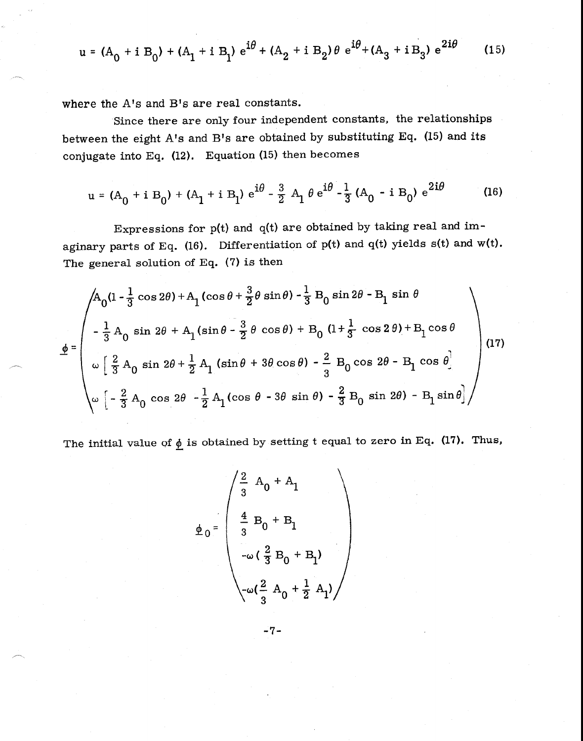$$u = (A_0 + i\,B_0) + (A_1 + i\,B_1)\,e^{i\theta} + (A_2 + i\,B_2)\,\theta\,e^{i\theta} + (A_3 + i\,B_3)\,e^{2i\theta} \tag{15}$$

where the A's and B's are real constants.

Since there are only four independent constants, the relationships between the eight A's and B's are obtained by substituting Eq. (15) and its conjugate into Eq. (12). Equation (15) then becomes

$$u = (A_0 + i\,B_0) + (A_1 + i\,B_1)\,e^{i\theta} - \frac{3}{2}\,A_1\,\theta\,e^{i\theta} - \frac{1}{3}\,(A_0 - i\,B_0)\,e^{2i\theta} \tag{16}$$

Expressions for p(t) and q(t) are obtained by taking real and imaginary parts of Eq. (16). Differentiation of p(t) and q(t) yields s(t) and w(t). The general solution of Eq. (7) is then

$$\underline{\phi} = \begin{pmatrix} A_0(1 - \frac{1}{3}\cos 2\theta) + A_1(\cos\theta + \frac{3}{2}\theta\sin\theta) - \frac{1}{3}\,B_0\sin 2\theta - B_1\sin\theta \\ -\frac{1}{3}\,A_0\sin 2\theta + A_1(\sin\theta - \frac{3}{2}\,\theta\cos\theta) + B_0\,(1 + \frac{1}{3}\cos 2\theta) + B_1\cos\theta \\ \omega\left[\frac{2}{3}\,A_0\sin 2\theta + \frac{1}{2}\,A_1\,(\sin\theta + 3\theta\cos\theta) - \frac{2}{3}\,B_0\cos 2\theta - B_1\cos\theta\right] \\ \omega\left[-\frac{2}{3}\,A_0\cos 2\theta - \frac{1}{2}\,A_1(\cos\theta - 3\theta\sin\theta) - \frac{2}{3}\,B_0\sin 2\theta) - B_1\sin\theta\right] \end{pmatrix} \tag{17}$$

The initial value of $\underline{\phi}$ is obtained by setting t equal to zero in Eq. (17). Thus,

$$\underline{\phi}_0 = \begin{pmatrix} \frac{2}{3}\,A_0 + A_1 \\ \frac{4}{3}\,B_0 + B_1 \\ -\omega\,(\frac{2}{3}\,B_0 + B_1) \\ -\omega(\frac{2}{3}\,A_0 + \frac{1}{2}\,A_1) \end{pmatrix}$$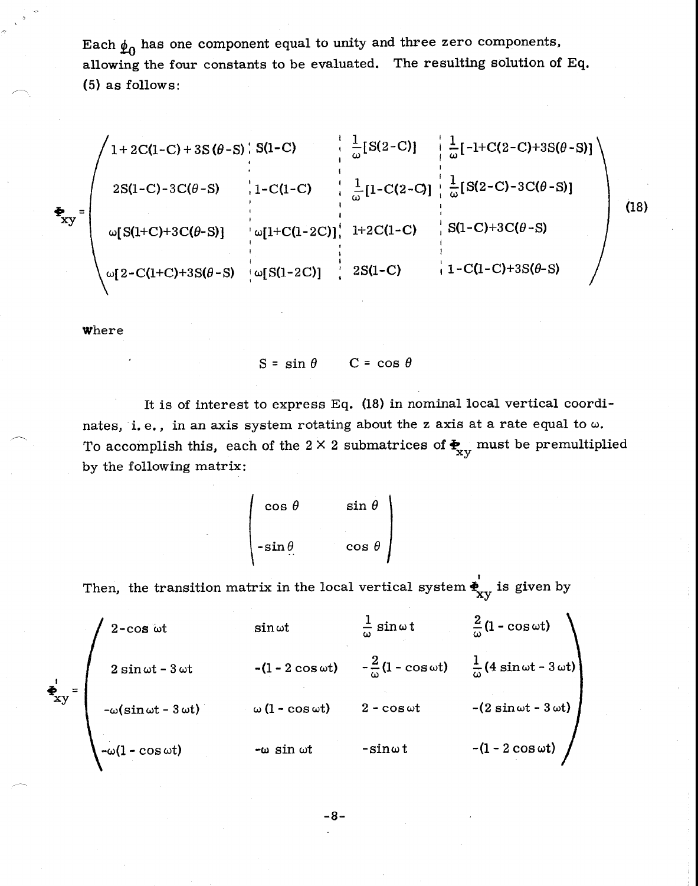Each $\phi_0$ has one component equal to unity and three zero components, allowing the four constants to be evaluated. The resulting solution of Eq. (5) as follows:

$$
\Phi_{xy} = \begin{pmatrix}
1+2C(1-C)+3S(\theta-S) & S(1-C) & \frac{1}{\omega}[S(2-C)] & \frac{1}{\omega}[-1+C(2-C)+3S(\theta-S)] \\
2S(1-C)-3C(\theta-S) & 1-C(1-C) & \frac{1}{\omega}[1-C(2-C)] & \frac{1}{\omega}[S(2-C)-3C(\theta-S)] \\
\omega[S(1+C)+3C(\theta-S)] & \omega[1+C(1-2C)] & 1+2C(1-C) & S(1-C)+3C(\theta-S) \\
\omega[2-C(1+C)+3S(\theta-S)] & \omega[S(1-2C)] & 2S(1-C) & 1-C(1-C)+3S(\theta-S)
\end{pmatrix} \tag{18}
$$

Where

$$
S = \sin\theta \qquad C = \cos\theta
$$

It is of interest to express Eq. (18) in nominal local vertical coordinates, i.e., in an axis system rotating about the z axis at a rate equal to $\omega$. To accomplish this, each of the $2 \times 2$ submatrices of $\Phi_{xy}$ must be premultiplied by the following matrix:

$$
\begin{pmatrix}
\cos\theta & \sin\theta \\
-\sin\theta & \cos\theta
\end{pmatrix}
$$

Then, the transition matrix in the local vertical system $\Phi'_{xy}$ is given by

$$
\Phi'_{xy} = \begin{pmatrix}
2-\cos\omega t & \sin\omega t & \frac{1}{\omega}\sin\omega t & \frac{2}{\omega}(1-\cos\omega t) \\
2\sin\omega t - 3\omega t & -(1-2\cos\omega t) & -\frac{2}{\omega}(1-\cos\omega t) & \frac{1}{\omega}(4\sin\omega t - 3\omega t) \\
-\omega(\sin\omega t - 3\omega t) & \omega(1-\cos\omega t) & 2-\cos\omega t & -(2\sin\omega t - 3\omega t) \\
-\omega(1-\cos\omega t) & -\omega\sin\omega t & -\sin\omega t & -(1-2\cos\omega t)
\end{pmatrix}
$$